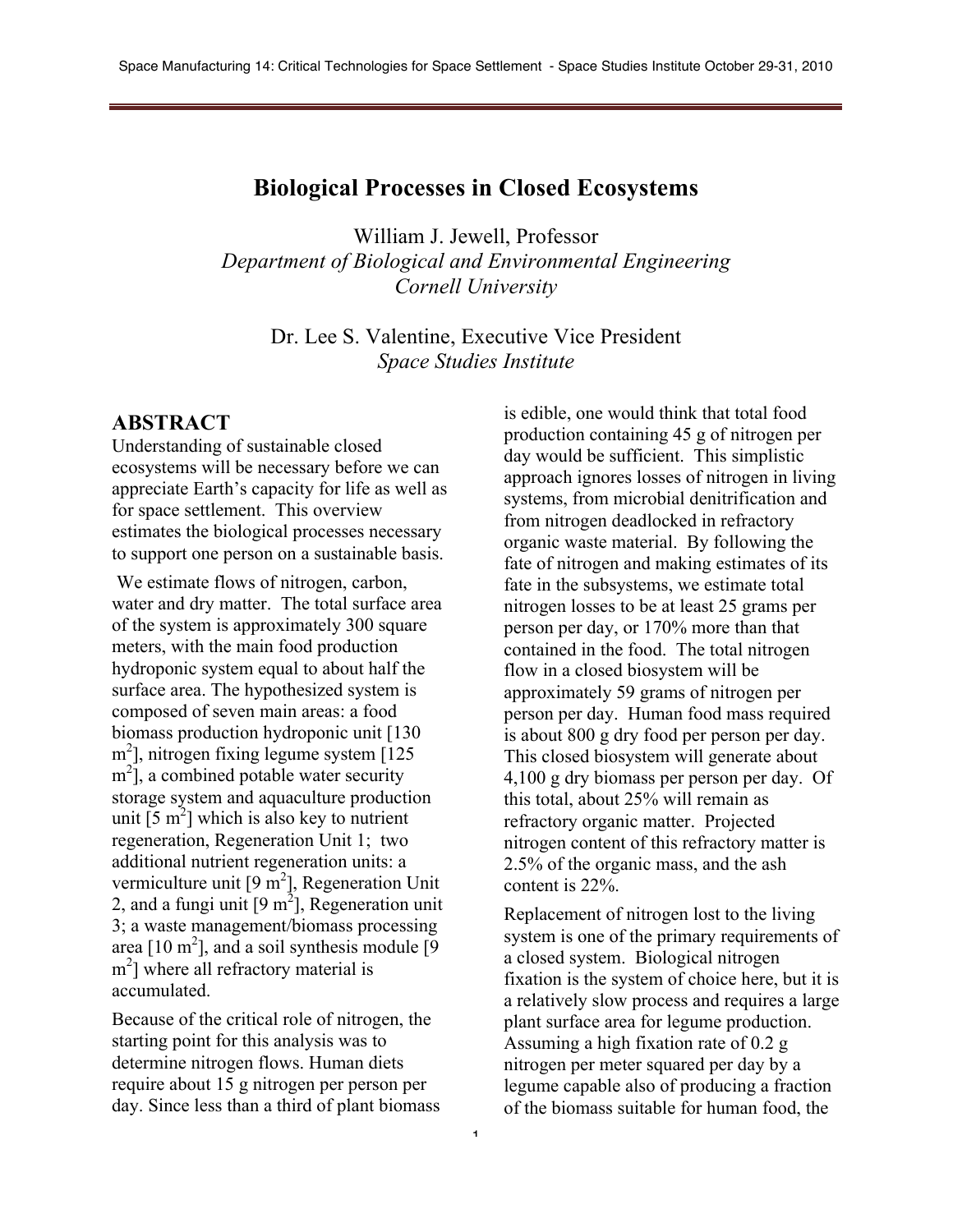# Biological Processes in Closed Ecosystems

William J. Jewell, Professor
*Department of Biological and Environmental Engineering*
*Cornell University*

Dr. Lee S. Valentine, Executive Vice President
*Space Studies Institute*

## ABSTRACT

Understanding of sustainable closed ecosystems will be necessary before we can appreciate Earth's capacity for life as well as for space settlement. This overview estimates the biological processes necessary to support one person on a sustainable basis.

We estimate flows of nitrogen, carbon, water and dry matter. The total surface area of the system is approximately 300 square meters, with the main food production hydroponic system equal to about half the surface area. The hypothesized system is composed of seven main areas: a food biomass production hydroponic unit [130 $m^2$], nitrogen fixing legume system [125 $m^2$], a combined potable water security storage system and aquaculture production unit [5 $m^2$] which is also key to nutrient regeneration, Regeneration Unit 1; two additional nutrient regeneration units: a vermiculture unit [9 $m^2$], Regeneration Unit 2, and a fungi unit [9 $m^2$], Regeneration unit 3; a waste management/biomass processing area [10 $m^2$], and a soil synthesis module [9 $m^2$] where all refractory material is accumulated.

Because of the critical role of nitrogen, the starting point for this analysis was to determine nitrogen flows. Human diets require about 15 g nitrogen per person per day. Since less than a third of plant biomass is edible, one would think that total food production containing 45 g of nitrogen per day would be sufficient. This simplistic approach ignores losses of nitrogen in living systems, from microbial denitrification and from nitrogen deadlocked in refractory organic waste material. By following the fate of nitrogen and making estimates of its fate in the subsystems, we estimate total nitrogen losses to be at least 25 grams per person per day, or 170% more than that contained in the food. The total nitrogen flow in a closed biosystem will be approximately 59 grams of nitrogen per person per day. Human food mass required is about 800 g dry food per person per day. This closed biosystem will generate about 4,100 g dry biomass per person per day. Of this total, about 25% will remain as refractory organic matter. Projected nitrogen content of this refractory matter is 2.5% of the organic mass, and the ash content is 22%.

Replacement of nitrogen lost to the living system is one of the primary requirements of a closed system. Biological nitrogen fixation is the system of choice here, but it is a relatively slow process and requires a large plant surface area for legume production. Assuming a high fixation rate of 0.2 g nitrogen per meter squared per day by a legume capable also of producing a fraction of the biomass suitable for human food, the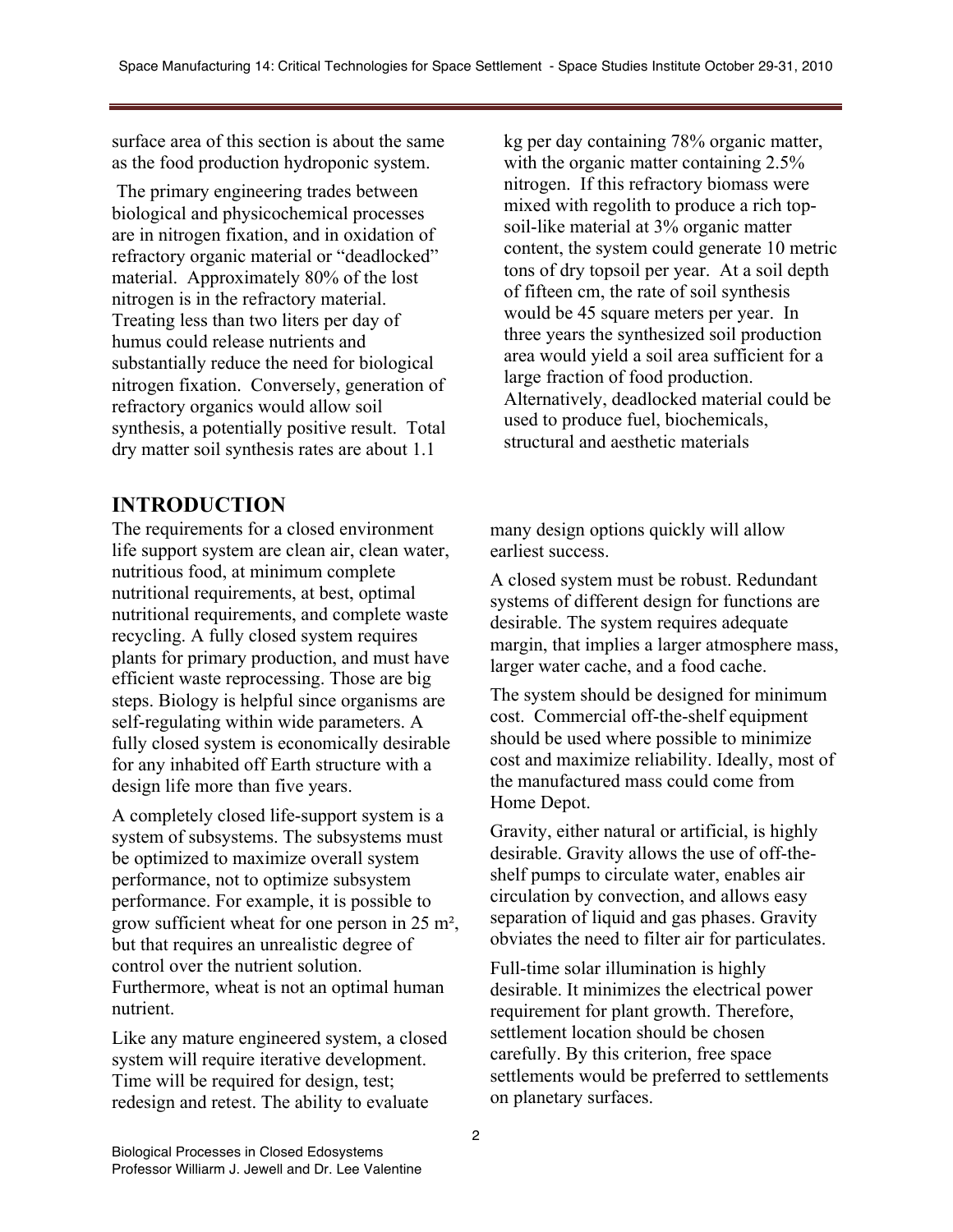surface area of this section is about the same as the food production hydroponic system.

The primary engineering trades between biological and physicochemical processes are in nitrogen fixation, and in oxidation of refractory organic material or "deadlocked" material. Approximately 80% of the lost nitrogen is in the refractory material. Treating less than two liters per day of humus could release nutrients and substantially reduce the need for biological nitrogen fixation. Conversely, generation of refractory organics would allow soil synthesis, a potentially positive result. Total dry matter soil synthesis rates are about 1.1 kg per day containing 78% organic matter, with the organic matter containing 2.5% nitrogen. If this refractory biomass were mixed with regolith to produce a rich topsoil-like material at 3% organic matter content, the system could generate 10 metric tons of dry topsoil per year. At a soil depth of fifteen cm, the rate of soil synthesis would be 45 square meters per year. In three years the synthesized soil production area would yield a soil area sufficient for a large fraction of food production. Alternatively, deadlocked material could be used to produce fuel, biochemicals, structural and aesthetic materials

## INTRODUCTION

The requirements for a closed environment life support system are clean air, clean water, nutritious food, at minimum complete nutritional requirements, at best, optimal nutritional requirements, and complete waste recycling. A fully closed system requires plants for primary production, and must have efficient waste reprocessing. Those are big steps. Biology is helpful since organisms are self-regulating within wide parameters. A fully closed system is economically desirable for any inhabited off Earth structure with a design life more than five years.

A completely closed life-support system is a system of subsystems. The subsystems must be optimized to maximize overall system performance, not to optimize subsystem performance. For example, it is possible to grow sufficient wheat for one person in 25 m², but that requires an unrealistic degree of control over the nutrient solution. Furthermore, wheat is not an optimal human nutrient.

Like any mature engineered system, a closed system will require iterative development. Time will be required for design, test; redesign and retest. The ability to evaluate many design options quickly will allow earliest success.

A closed system must be robust. Redundant systems of different design for functions are desirable. The system requires adequate margin, that implies a larger atmosphere mass, larger water cache, and a food cache.

The system should be designed for minimum cost. Commercial off-the-shelf equipment should be used where possible to minimize cost and maximize reliability. Ideally, most of the manufactured mass could come from Home Depot.

Gravity, either natural or artificial, is highly desirable. Gravity allows the use of off-the-shelf pumps to circulate water, enables air circulation by convection, and allows easy separation of liquid and gas phases. Gravity obviates the need to filter air for particulates.

Full-time solar illumination is highly desirable. It minimizes the electrical power requirement for plant growth. Therefore, settlement location should be chosen carefully. By this criterion, free space settlements would be preferred to settlements on planetary surfaces.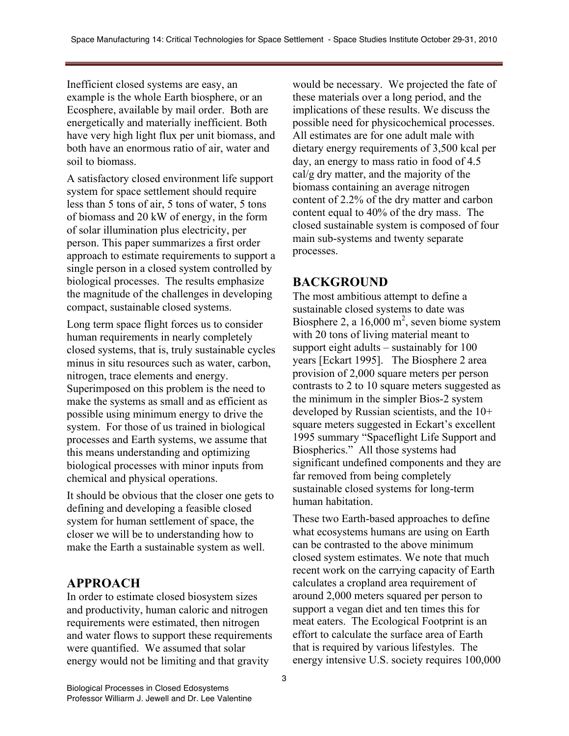Inefficient closed systems are easy, an example is the whole Earth biosphere, or an Ecosphere, available by mail order. Both are energetically and materially inefficient. Both have very high light flux per unit biomass, and both have an enormous ratio of air, water and soil to biomass.

A satisfactory closed environment life support system for space settlement should require less than 5 tons of air, 5 tons of water, 5 tons of biomass and 20 kW of energy, in the form of solar illumination plus electricity, per person. This paper summarizes a first order approach to estimate requirements to support a single person in a closed system controlled by biological processes. The results emphasize the magnitude of the challenges in developing compact, sustainable closed systems.

Long term space flight forces us to consider human requirements in nearly completely closed systems, that is, truly sustainable cycles minus in situ resources such as water, carbon, nitrogen, trace elements and energy. Superimposed on this problem is the need to make the systems as small and as efficient as possible using minimum energy to drive the system. For those of us trained in biological processes and Earth systems, we assume that this means understanding and optimizing biological processes with minor inputs from chemical and physical operations.

It should be obvious that the closer one gets to defining and developing a feasible closed system for human settlement of space, the closer we will be to understanding how to make the Earth a sustainable system as well.

## APPROACH

In order to estimate closed biosystem sizes and productivity, human caloric and nitrogen requirements were estimated, then nitrogen and water flows to support these requirements were quantified. We assumed that solar energy would not be limiting and that gravity would be necessary. We projected the fate of these materials over a long period, and the implications of these results. We discuss the possible need for physicochemical processes. All estimates are for one adult male with dietary energy requirements of 3,500 kcal per day, an energy to mass ratio in food of 4.5 cal/g dry matter, and the majority of the biomass containing an average nitrogen content of 2.2% of the dry matter and carbon content equal to 40% of the dry mass. The closed sustainable system is composed of four main sub-systems and twenty separate processes.

## BACKGROUND

The most ambitious attempt to define a sustainable closed systems to date was Biosphere 2, a 16,000 $m^2$, seven biome system with 20 tons of living material meant to support eight adults – sustainably for 100 years [Eckart 1995]. The Biosphere 2 area provision of 2,000 square meters per person contrasts to 2 to 10 square meters suggested as the minimum in the simpler Bios-2 system developed by Russian scientists, and the 10+ square meters suggested in Eckart's excellent 1995 summary "Spaceflight Life Support and Biospherics." All those systems had significant undefined components and they are far removed from being completely sustainable closed systems for long-term human habitation.

These two Earth-based approaches to define what ecosystems humans are using on Earth can be contrasted to the above minimum closed system estimates. We note that much recent work on the carrying capacity of Earth calculates a cropland area requirement of around 2,000 meters squared per person to support a vegan diet and ten times this for meat eaters. The Ecological Footprint is an effort to calculate the surface area of Earth that is required by various lifestyles. The energy intensive U.S. society requires 100,000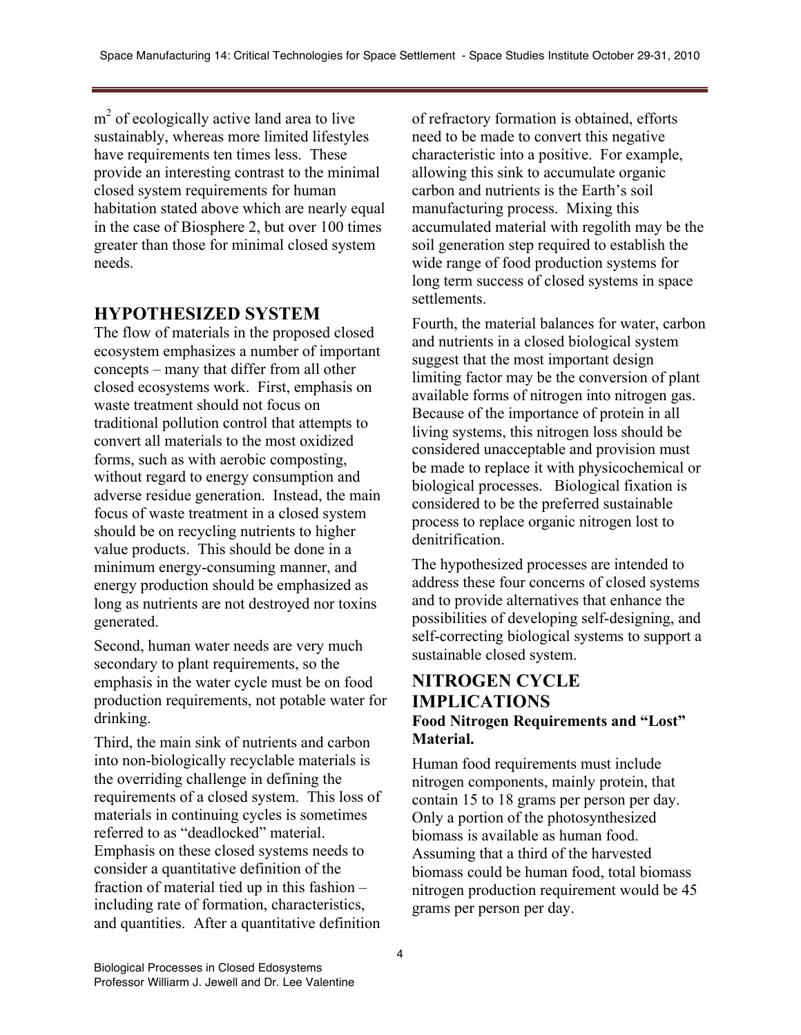$m^2$ of ecologically active land area to live sustainably, whereas more limited lifestyles have requirements ten times less. These provide an interesting contrast to the minimal closed system requirements for human habitation stated above which are nearly equal in the case of Biosphere 2, but over 100 times greater than those for minimal closed system needs.

## HYPOTHESIZED SYSTEM

The flow of materials in the proposed closed ecosystem emphasizes a number of important concepts – many that differ from all other closed ecosystems work. First, emphasis on waste treatment should not focus on traditional pollution control that attempts to convert all materials to the most oxidized forms, such as with aerobic composting, without regard to energy consumption and adverse residue generation. Instead, the main focus of waste treatment in a closed system should be on recycling nutrients to higher value products. This should be done in a minimum energy-consuming manner, and energy production should be emphasized as long as nutrients are not destroyed nor toxins generated.

Second, human water needs are very much secondary to plant requirements, so the emphasis in the water cycle must be on food production requirements, not potable water for drinking.

Third, the main sink of nutrients and carbon into non-biologically recyclable materials is the overriding challenge in defining the requirements of a closed system. This loss of materials in continuing cycles is sometimes referred to as "deadlocked" material. Emphasis on these closed systems needs to consider a quantitative definition of the fraction of material tied up in this fashion – including rate of formation, characteristics, and quantities. After a quantitative definition of refractory formation is obtained, efforts need to be made to convert this negative characteristic into a positive. For example, allowing this sink to accumulate organic carbon and nutrients is the Earth's soil manufacturing process. Mixing this accumulated material with regolith may be the soil generation step required to establish the wide range of food production systems for long term success of closed systems in space settlements.

Fourth, the material balances for water, carbon and nutrients in a closed biological system suggest that the most important design limiting factor may be the conversion of plant available forms of nitrogen into nitrogen gas. Because of the importance of protein in all living systems, this nitrogen loss should be considered unacceptable and provision must be made to replace it with physicochemical or biological processes. Biological fixation is considered to be the preferred sustainable process to replace organic nitrogen lost to denitrification.

The hypothesized processes are intended to address these four concerns of closed systems and to provide alternatives that enhance the possibilities of developing self-designing, and self-correcting biological systems to support a sustainable closed system.

## NITROGEN CYCLE IMPLICATIONS

### Food Nitrogen Requirements and "Lost" Material.

Human food requirements must include nitrogen components, mainly protein, that contain 15 to 18 grams per person per day. Only a portion of the photosynthesized biomass is available as human food. Assuming that a third of the harvested biomass could be human food, total biomass nitrogen production requirement would be 45 grams per person per day.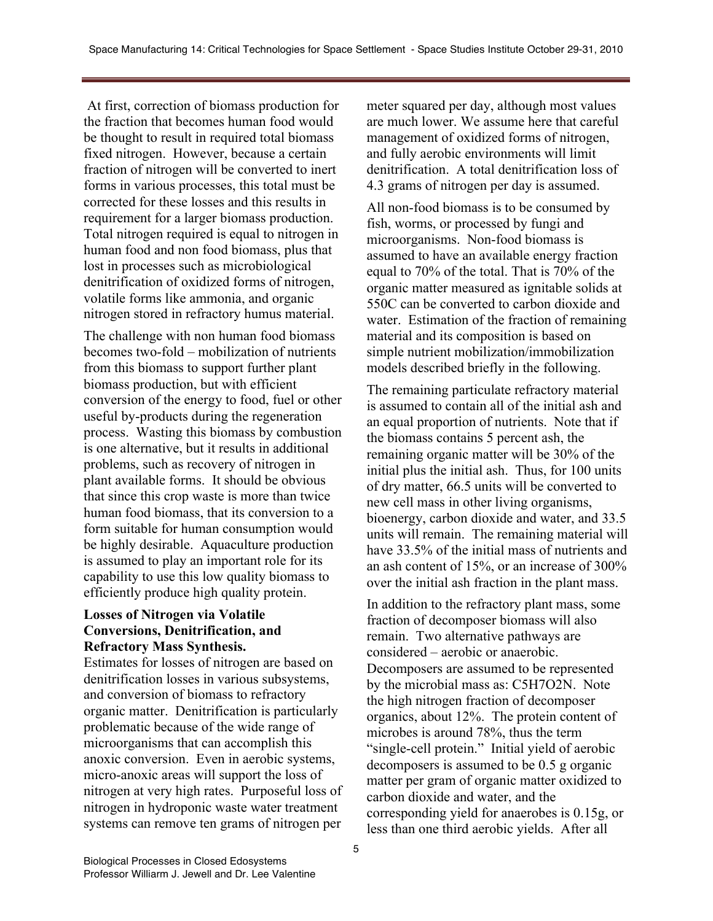At first, correction of biomass production for the fraction that becomes human food would be thought to result in required total biomass fixed nitrogen. However, because a certain fraction of nitrogen will be converted to inert forms in various processes, this total must be corrected for these losses and this results in requirement for a larger biomass production. Total nitrogen required is equal to nitrogen in human food and non food biomass, plus that lost in processes such as microbiological denitrification of oxidized forms of nitrogen, volatile forms like ammonia, and organic nitrogen stored in refractory humus material.

The challenge with non human food biomass becomes two-fold – mobilization of nutrients from this biomass to support further plant biomass production, but with efficient conversion of the energy to food, fuel or other useful by-products during the regeneration process. Wasting this biomass by combustion is one alternative, but it results in additional problems, such as recovery of nitrogen in plant available forms. It should be obvious that since this crop waste is more than twice human food biomass, that its conversion to a form suitable for human consumption would be highly desirable. Aquaculture production is assumed to play an important role for its capability to use this low quality biomass to efficiently produce high quality protein.

**Losses of Nitrogen via Volatile Conversions, Denitrification, and Refractory Mass Synthesis.**

Estimates for losses of nitrogen are based on denitrification losses in various subsystems, and conversion of biomass to refractory organic matter. Denitrification is particularly problematic because of the wide range of microorganisms that can accomplish this anoxic conversion. Even in aerobic systems, micro-anoxic areas will support the loss of nitrogen at very high rates. Purposeful loss of nitrogen in hydroponic waste water treatment systems can remove ten grams of nitrogen per meter squared per day, although most values are much lower. We assume here that careful management of oxidized forms of nitrogen, and fully aerobic environments will limit denitrification. A total denitrification loss of 4.3 grams of nitrogen per day is assumed.

All non-food biomass is to be consumed by fish, worms, or processed by fungi and microorganisms. Non-food biomass is assumed to have an available energy fraction equal to 70% of the total. That is 70% of the organic matter measured as ignitable solids at 550C can be converted to carbon dioxide and water. Estimation of the fraction of remaining material and its composition is based on simple nutrient mobilization/immobilization models described briefly in the following.

The remaining particulate refractory material is assumed to contain all of the initial ash and an equal proportion of nutrients. Note that if the biomass contains 5 percent ash, the remaining organic matter will be 30% of the initial plus the initial ash. Thus, for 100 units of dry matter, 66.5 units will be converted to new cell mass in other living organisms, bioenergy, carbon dioxide and water, and 33.5 units will remain. The remaining material will have 33.5% of the initial mass of nutrients and an ash content of 15%, or an increase of 300% over the initial ash fraction in the plant mass.

In addition to the refractory plant mass, some fraction of decomposer biomass will also remain. Two alternative pathways are considered – aerobic or anaerobic. Decomposers are assumed to be represented by the microbial mass as: $C_5H_7O_2N$. Note the high nitrogen fraction of decomposer organics, about 12%. The protein content of microbes is around 78%, thus the term "single-cell protein." Initial yield of aerobic decomposers is assumed to be 0.5 g organic matter per gram of organic matter oxidized to carbon dioxide and water, and the corresponding yield for anaerobes is 0.15g, or less than one third aerobic yields. After all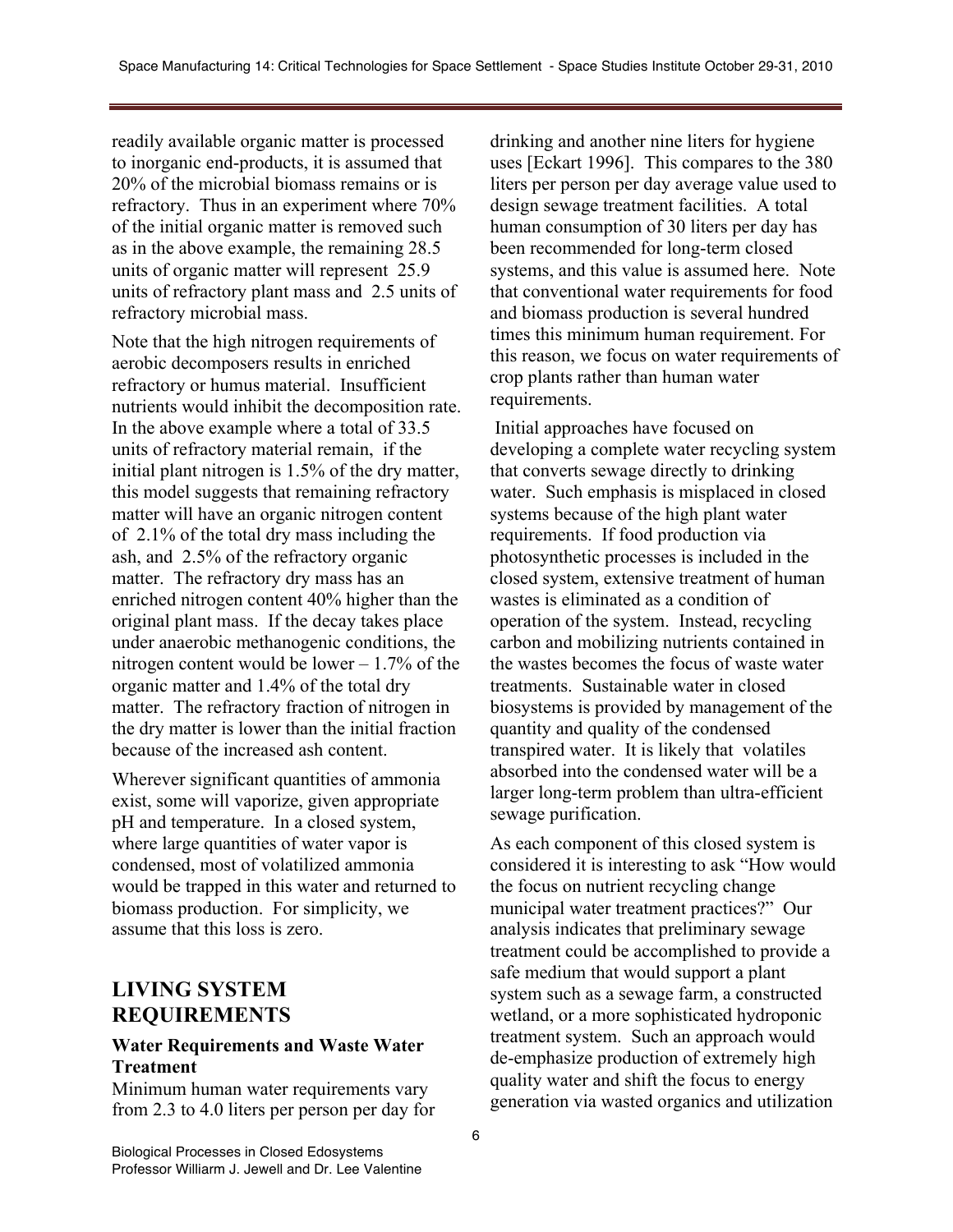readily available organic matter is processed to inorganic end-products, it is assumed that 20% of the microbial biomass remains or is refractory. Thus in an experiment where 70% of the initial organic matter is removed such as in the above example, the remaining 28.5 units of organic matter will represent 25.9 units of refractory plant mass and 2.5 units of refractory microbial mass.

Note that the high nitrogen requirements of aerobic decomposers results in enriched refractory or humus material. Insufficient nutrients would inhibit the decomposition rate. In the above example where a total of 33.5 units of refractory material remain, if the initial plant nitrogen is 1.5% of the dry matter, this model suggests that remaining refractory matter will have an organic nitrogen content of 2.1% of the total dry mass including the ash, and 2.5% of the refractory organic matter. The refractory dry mass has an enriched nitrogen content 40% higher than the original plant mass. If the decay takes place under anaerobic methanogenic conditions, the nitrogen content would be lower – 1.7% of the organic matter and 1.4% of the total dry matter. The refractory fraction of nitrogen in the dry matter is lower than the initial fraction because of the increased ash content.

Wherever significant quantities of ammonia exist, some will vaporize, given appropriate pH and temperature. In a closed system, where large quantities of water vapor is condensed, most of volatilized ammonia would be trapped in this water and returned to biomass production. For simplicity, we assume that this loss is zero.

## LIVING SYSTEM REQUIREMENTS

### Water Requirements and Waste Water Treatment

Minimum human water requirements vary from 2.3 to 4.0 liters per person per day for drinking and another nine liters for hygiene uses [Eckart 1996]. This compares to the 380 liters per person per day average value used to design sewage treatment facilities. A total human consumption of 30 liters per day has been recommended for long-term closed systems, and this value is assumed here. Note that conventional water requirements for food and biomass production is several hundred times this minimum human requirement. For this reason, we focus on water requirements of crop plants rather than human water requirements.

Initial approaches have focused on developing a complete water recycling system that converts sewage directly to drinking water. Such emphasis is misplaced in closed systems because of the high plant water requirements. If food production via photosynthetic processes is included in the closed system, extensive treatment of human wastes is eliminated as a condition of operation of the system. Instead, recycling carbon and mobilizing nutrients contained in the wastes becomes the focus of waste water treatments. Sustainable water in closed biosystems is provided by management of the quantity and quality of the condensed transpired water. It is likely that volatiles absorbed into the condensed water will be a larger long-term problem than ultra-efficient sewage purification.

As each component of this closed system is considered it is interesting to ask "How would the focus on nutrient recycling change municipal water treatment practices?" Our analysis indicates that preliminary sewage treatment could be accomplished to provide a safe medium that would support a plant system such as a sewage farm, a constructed wetland, or a more sophisticated hydroponic treatment system. Such an approach would de-emphasize production of extremely high quality water and shift the focus to energy generation via wasted organics and utilization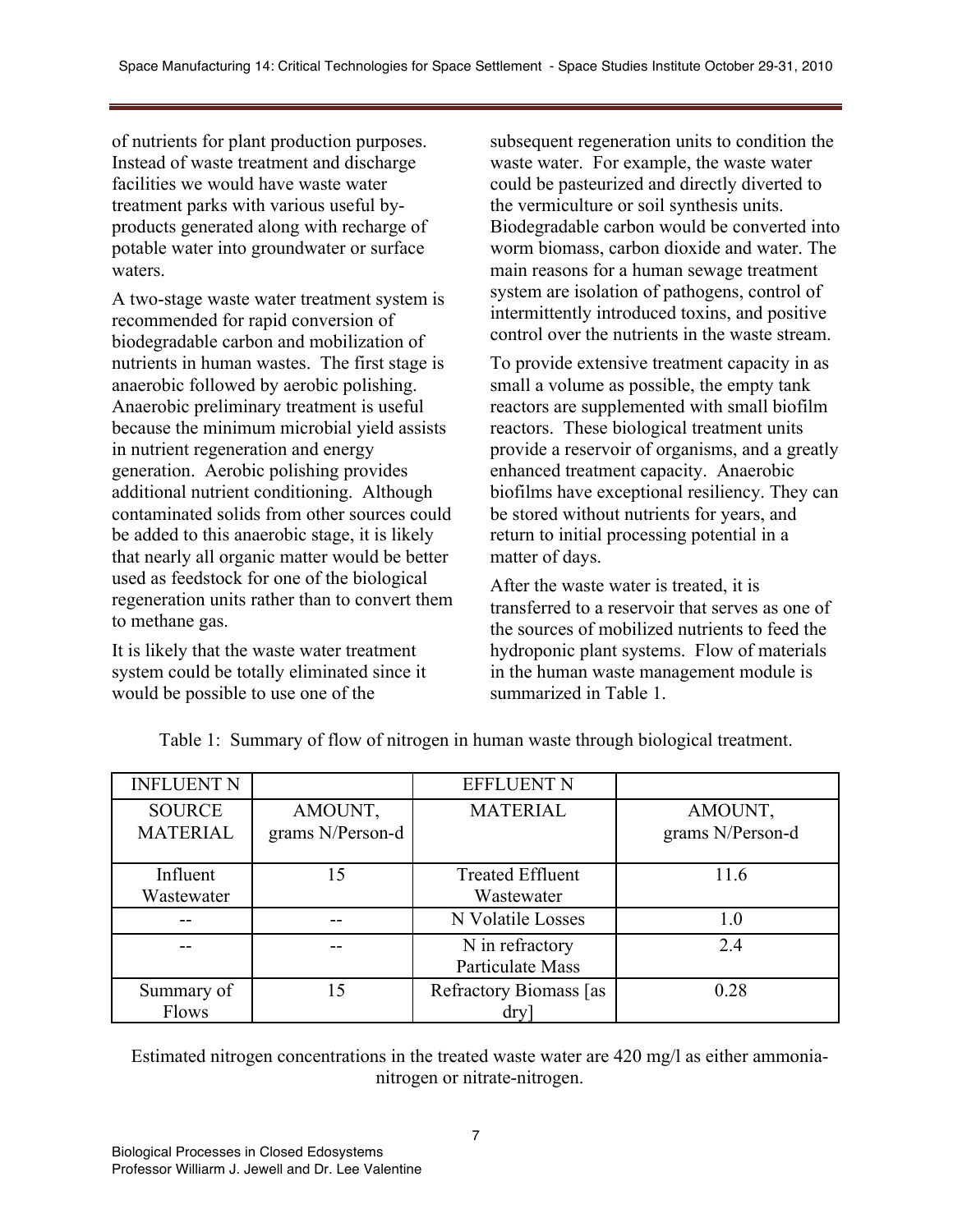of nutrients for plant production purposes. Instead of waste treatment and discharge facilities we would have waste water treatment parks with various useful by-products generated along with recharge of potable water into groundwater or surface waters.

A two-stage waste water treatment system is recommended for rapid conversion of biodegradable carbon and mobilization of nutrients in human wastes. The first stage is anaerobic followed by aerobic polishing. Anaerobic preliminary treatment is useful because the minimum microbial yield assists in nutrient regeneration and energy generation. Aerobic polishing provides additional nutrient conditioning. Although contaminated solids from other sources could be added to this anaerobic stage, it is likely that nearly all organic matter would be better used as feedstock for one of the biological regeneration units rather than to convert them to methane gas.

It is likely that the waste water treatment system could be totally eliminated since it would be possible to use one of the subsequent regeneration units to condition the waste water. For example, the waste water could be pasteurized and directly diverted to the vermiculture or soil synthesis units. Biodegradable carbon would be converted into worm biomass, carbon dioxide and water. The main reasons for a human sewage treatment system are isolation of pathogens, control of intermittently introduced toxins, and positive control over the nutrients in the waste stream.

To provide extensive treatment capacity in as small a volume as possible, the empty tank reactors are supplemented with small biofilm reactors. These biological treatment units provide a reservoir of organisms, and a greatly enhanced treatment capacity. Anaerobic biofilms have exceptional resiliency. They can be stored without nutrients for years, and return to initial processing potential in a matter of days.

After the waste water is treated, it is transferred to a reservoir that serves as one of the sources of mobilized nutrients to feed the hydroponic plant systems. Flow of materials in the human waste management module is summarized in Table 1.

Table 1: Summary of flow of nitrogen in human waste through biological treatment.

| INFLUENT N | | EFFLUENT N | |
|---|---|---|---|
| SOURCE MATERIAL | AMOUNT, grams N/Person-d | MATERIAL | AMOUNT, grams N/Person-d |
| Influent Wastewater | 15 | Treated Effluent Wastewater | 11.6 |
| -- | -- | N Volatile Losses | 1.0 |
| -- | -- | N in refractory Particulate Mass | 2.4 |
| Summary of Flows | 15 | Refractory Biomass [as dry] | 0.28 |

Estimated nitrogen concentrations in the treated waste water are 420 mg/l as either ammonia-nitrogen or nitrate-nitrogen.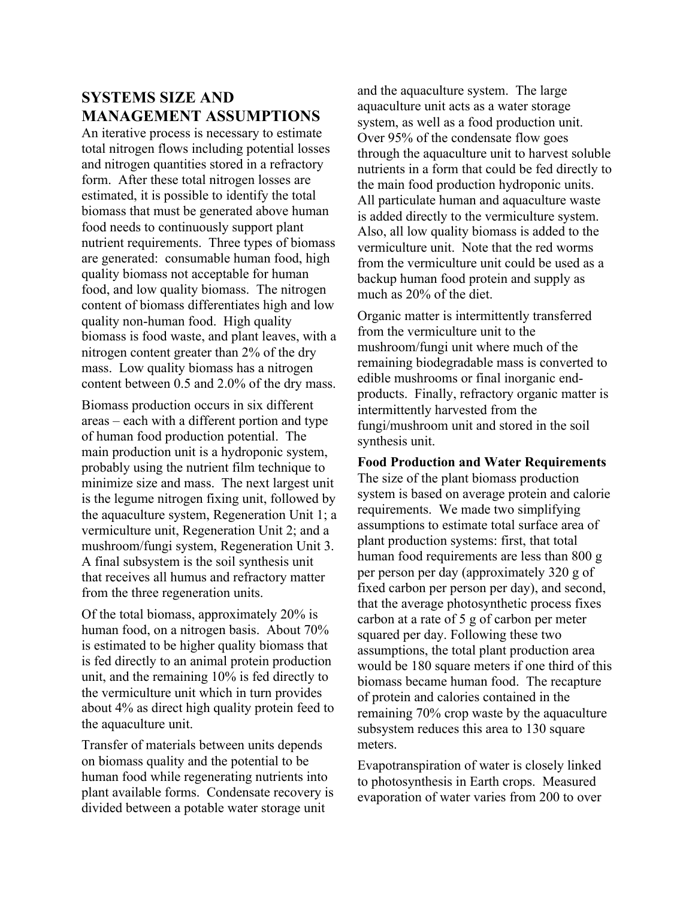## SYSTEMS SIZE AND MANAGEMENT ASSUMPTIONS

An iterative process is necessary to estimate total nitrogen flows including potential losses and nitrogen quantities stored in a refractory form. After these total nitrogen losses are estimated, it is possible to identify the total biomass that must be generated above human food needs to continuously support plant nutrient requirements. Three types of biomass are generated: consumable human food, high quality biomass not acceptable for human food, and low quality biomass. The nitrogen content of biomass differentiates high and low quality non-human food. High quality biomass is food waste, and plant leaves, with a nitrogen content greater than 2% of the dry mass. Low quality biomass has a nitrogen content between 0.5 and 2.0% of the dry mass.

Biomass production occurs in six different areas – each with a different portion and type of human food production potential. The main production unit is a hydroponic system, probably using the nutrient film technique to minimize size and mass. The next largest unit is the legume nitrogen fixing unit, followed by the aquaculture system, Regeneration Unit 1; a vermiculture unit, Regeneration Unit 2; and a mushroom/fungi system, Regeneration Unit 3. A final subsystem is the soil synthesis unit that receives all humus and refractory matter from the three regeneration units.

Of the total biomass, approximately 20% is human food, on a nitrogen basis. About 70% is estimated to be higher quality biomass that is fed directly to an animal protein production unit, and the remaining 10% is fed directly to the vermiculture unit which in turn provides about 4% as direct high quality protein feed to the aquaculture unit.

Transfer of materials between units depends on biomass quality and the potential to be human food while regenerating nutrients into plant available forms. Condensate recovery is divided between a potable water storage unit and the aquaculture system. The large aquaculture unit acts as a water storage system, as well as a food production unit. Over 95% of the condensate flow goes through the aquaculture unit to harvest soluble nutrients in a form that could be fed directly to the main food production hydroponic units. All particulate human and aquaculture waste is added directly to the vermiculture system. Also, all low quality biomass is added to the vermiculture unit. Note that the red worms from the vermiculture unit could be used as a backup human food protein and supply as much as 20% of the diet.

Organic matter is intermittently transferred from the vermiculture unit to the mushroom/fungi unit where much of the remaining biodegradable mass is converted to edible mushrooms or final inorganic end-products. Finally, refractory organic matter is intermittently harvested from the fungi/mushroom unit and stored in the soil synthesis unit.

**Food Production and Water Requirements**

The size of the plant biomass production system is based on average protein and calorie requirements. We made two simplifying assumptions to estimate total surface area of plant production systems: first, that total human food requirements are less than 800 g per person per day (approximately 320 g of fixed carbon per person per day), and second, that the average photosynthetic process fixes carbon at a rate of 5 g of carbon per meter squared per day. Following these two assumptions, the total plant production area would be 180 square meters if one third of this biomass became human food. The recapture of protein and calories contained in the remaining 70% crop waste by the aquaculture subsystem reduces this area to 130 square meters.

Evapotranspiration of water is closely linked to photosynthesis in Earth crops. Measured evaporation of water varies from 200 to over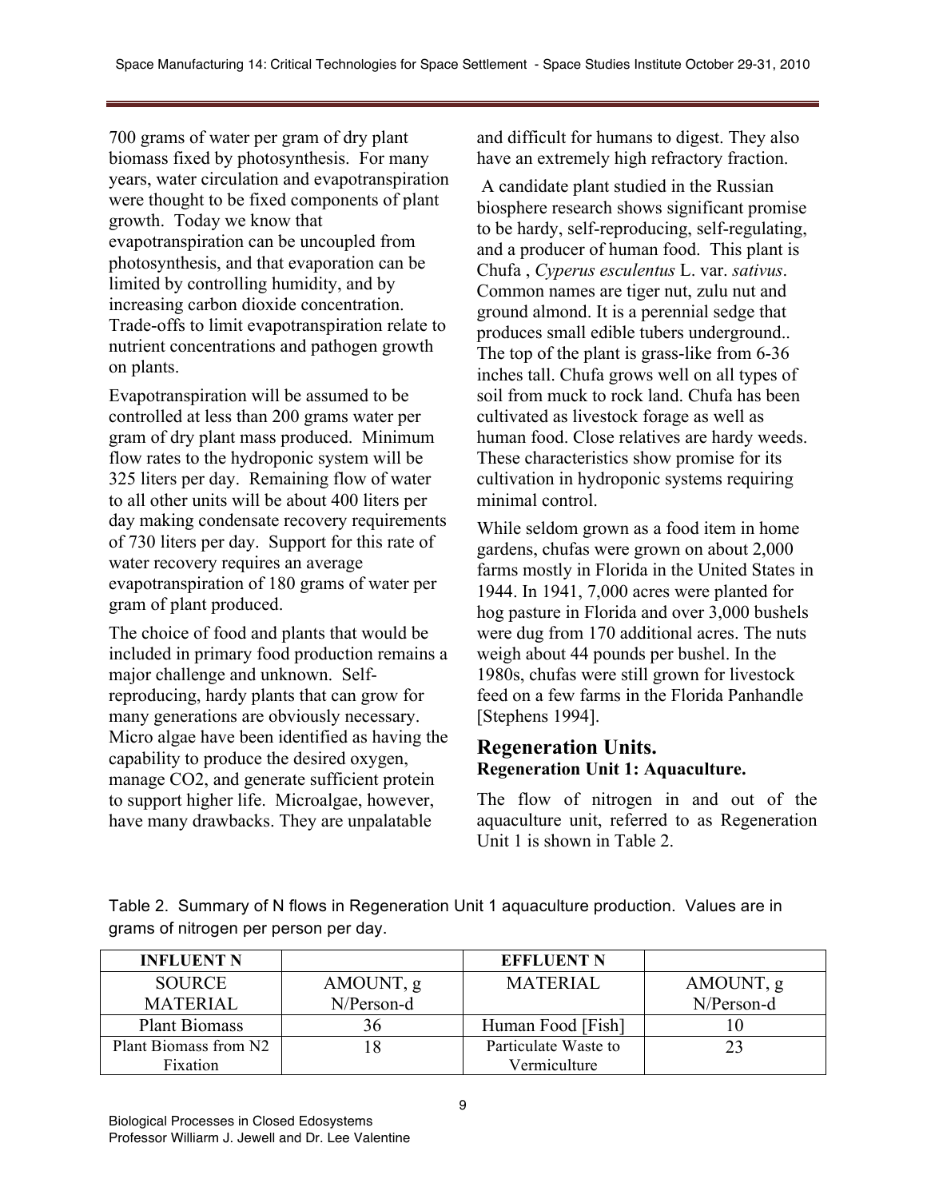700 grams of water per gram of dry plant biomass fixed by photosynthesis. For many years, water circulation and evapotranspiration were thought to be fixed components of plant growth. Today we know that evapotranspiration can be uncoupled from photosynthesis, and that evaporation can be limited by controlling humidity, and by increasing carbon dioxide concentration. Trade-offs to limit evapotranspiration relate to nutrient concentrations and pathogen growth on plants.

Evapotranspiration will be assumed to be controlled at less than 200 grams water per gram of dry plant mass produced. Minimum flow rates to the hydroponic system will be 325 liters per day. Remaining flow of water to all other units will be about 400 liters per day making condensate recovery requirements of 730 liters per day. Support for this rate of water recovery requires an average evapotranspiration of 180 grams of water per gram of plant produced.

The choice of food and plants that would be included in primary food production remains a major challenge and unknown. Self-reproducing, hardy plants that can grow for many generations are obviously necessary. Micro algae have been identified as having the capability to produce the desired oxygen, manage CO2, and generate sufficient protein to support higher life. Microalgae, however, have many drawbacks. They are unpalatable and difficult for humans to digest. They also have an extremely high refractory fraction.

A candidate plant studied in the Russian biosphere research shows significant promise to be hardy, self-reproducing, self-regulating, and a producer of human food. This plant is Chufa , *Cyperus esculentus* L. var. *sativus*. Common names are tiger nut, zulu nut and ground almond. It is a perennial sedge that produces small edible tubers underground.. The top of the plant is grass-like from 6-36 inches tall. Chufa grows well on all types of soil from muck to rock land. Chufa has been cultivated as livestock forage as well as human food. Close relatives are hardy weeds. These characteristics show promise for its cultivation in hydroponic systems requiring minimal control.

While seldom grown as a food item in home gardens, chufas were grown on about 2,000 farms mostly in Florida in the United States in 1944. In 1941, 7,000 acres were planted for hog pasture in Florida and over 3,000 bushels were dug from 170 additional acres. The nuts weigh about 44 pounds per bushel. In the 1980s, chufas were still grown for livestock feed on a few farms in the Florida Panhandle [Stephens 1994].

## Regeneration Units.

### Regeneration Unit 1: Aquaculture.

The flow of nitrogen in and out of the aquaculture unit, referred to as Regeneration Unit 1 is shown in Table 2.

Table 2. Summary of N flows in Regeneration Unit 1 aquaculture production. Values are in grams of nitrogen per person per day.

| INFLUENT N | | EFFLUENT N | |
|---|---|---|---|
| SOURCE MATERIAL | AMOUNT, g N/Person-d | MATERIAL | AMOUNT, g N/Person-d |
| Plant Biomass | 36 | Human Food [Fish] | 10 |
| Plant Biomass from N2 Fixation | 18 | Particulate Waste to Vermiculture | 23 |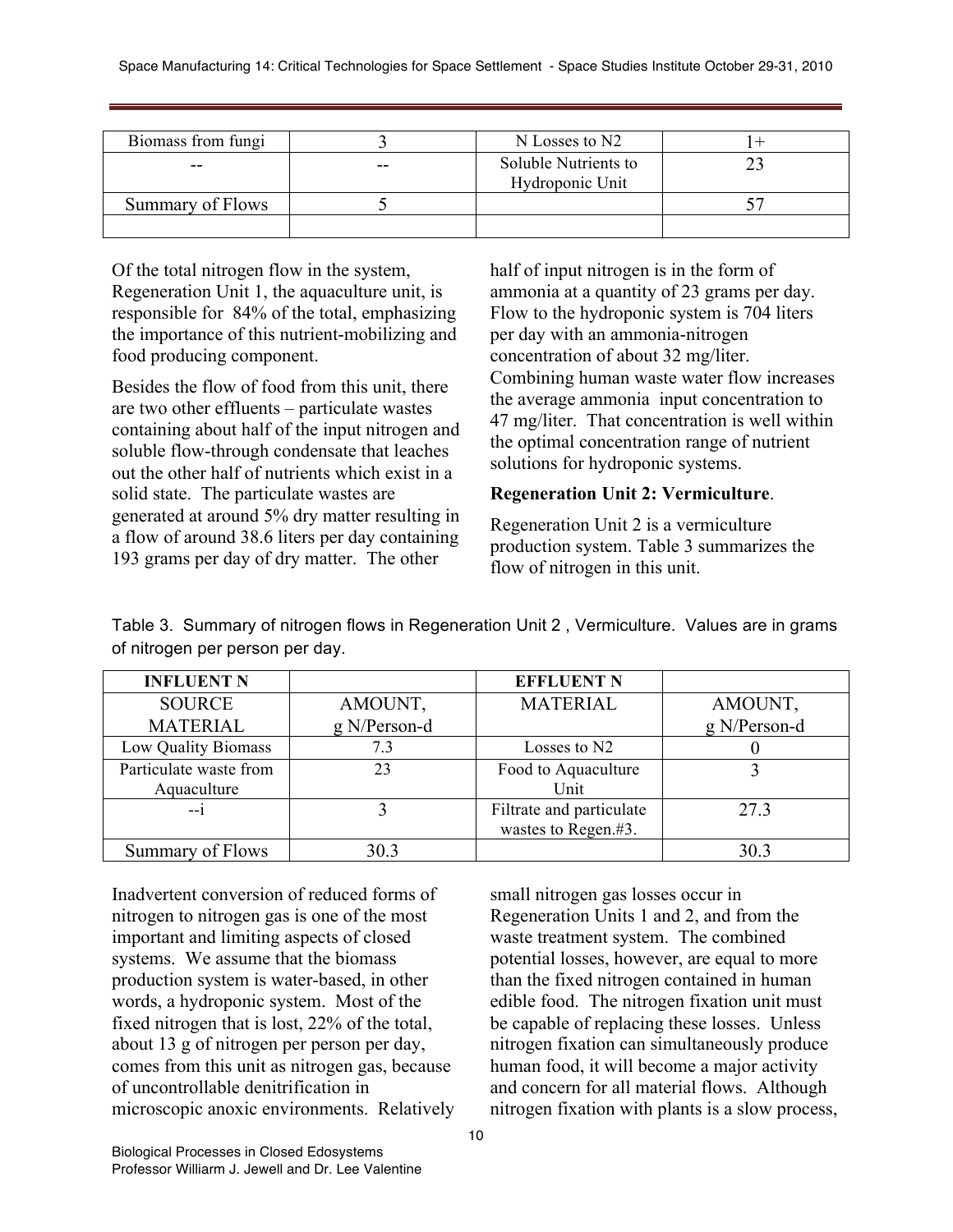| Biomass from fungi | 3 | N Losses to N2 | 1+ |
|---|---|---|---|
| -- | -- | Soluble Nutrients to Hydroponic Unit | 23 |
| Summary of Flows | 5 | | 57 |
| | | | |

Of the total nitrogen flow in the system, Regeneration Unit 1, the aquaculture unit, is responsible for 84% of the total, emphasizing the importance of this nutrient-mobilizing and food producing component.

Besides the flow of food from this unit, there are two other effluents – particulate wastes containing about half of the input nitrogen and soluble flow-through condensate that leaches out the other half of nutrients which exist in a solid state. The particulate wastes are generated at around 5% dry matter resulting in a flow of around 38.6 liters per day containing 193 grams per day of dry matter. The other half of input nitrogen is in the form of ammonia at a quantity of 23 grams per day. Flow to the hydroponic system is 704 liters per day with an ammonia-nitrogen concentration of about 32 mg/liter. Combining human waste water flow increases the average ammonia input concentration to 47 mg/liter. That concentration is well within the optimal concentration range of nutrient solutions for hydroponic systems.

**Regeneration Unit 2: Vermiculture**.

Regeneration Unit 2 is a vermiculture production system. Table 3 summarizes the flow of nitrogen in this unit.

Table 3. Summary of nitrogen flows in Regeneration Unit 2 , Vermiculture. Values are in grams of nitrogen per person per day.

| **INFLUENT N** | | **EFFLUENT N** | |
|---|---|---|---|
| SOURCE MATERIAL | AMOUNT, g N/Person-d | MATERIAL | AMOUNT, g N/Person-d |
| Low Quality Biomass | 7.3 | Losses to N2 | 0 |
| Particulate waste from Aquaculture | 23 | Food to Aquaculture Unit | 3 |
| --i | 3 | Filtrate and particulate wastes to Regen.#3. | 27.3 |
| Summary of Flows | 30.3 | | 30.3 |

Inadvertent conversion of reduced forms of nitrogen to nitrogen gas is one of the most important and limiting aspects of closed systems. We assume that the biomass production system is water-based, in other words, a hydroponic system. Most of the fixed nitrogen that is lost, 22% of the total, about 13 g of nitrogen per person per day, comes from this unit as nitrogen gas, because of uncontrollable denitrification in microscopic anoxic environments. Relatively small nitrogen gas losses occur in Regeneration Units 1 and 2, and from the waste treatment system. The combined potential losses, however, are equal to more than the fixed nitrogen contained in human edible food. The nitrogen fixation unit must be capable of replacing these losses. Unless nitrogen fixation can simultaneously produce human food, it will become a major activity and concern for all material flows. Although nitrogen fixation with plants is a slow process,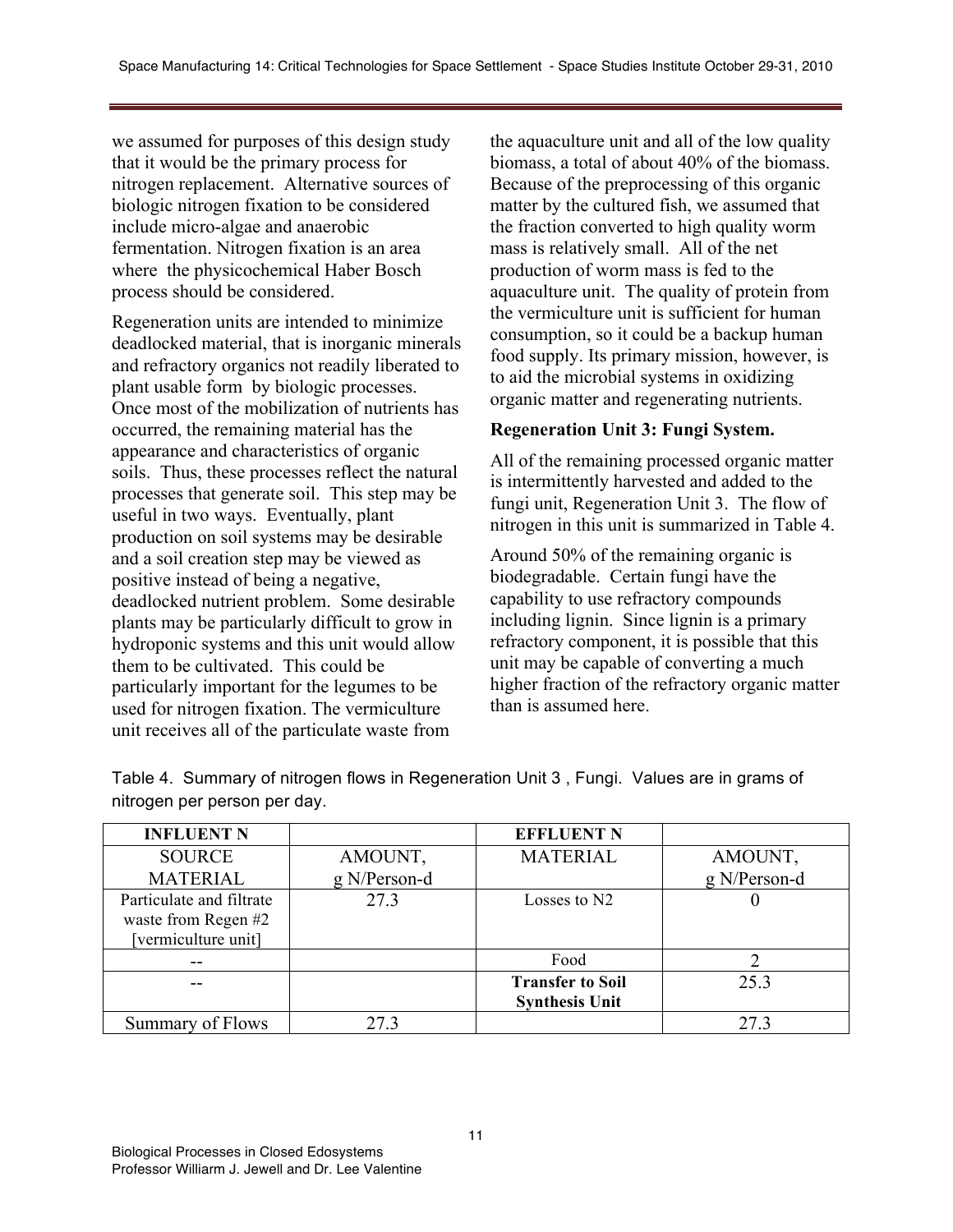we assumed for purposes of this design study that it would be the primary process for nitrogen replacement. Alternative sources of biologic nitrogen fixation to be considered include micro-algae and anaerobic fermentation. Nitrogen fixation is an area where the physicochemical Haber Bosch process should be considered.

Regeneration units are intended to minimize deadlocked material, that is inorganic minerals and refractory organics not readily liberated to plant usable form by biologic processes. Once most of the mobilization of nutrients has occurred, the remaining material has the appearance and characteristics of organic soils. Thus, these processes reflect the natural processes that generate soil. This step may be useful in two ways. Eventually, plant production on soil systems may be desirable and a soil creation step may be viewed as positive instead of being a negative, deadlocked nutrient problem. Some desirable plants may be particularly difficult to grow in hydroponic systems and this unit would allow them to be cultivated. This could be particularly important for the legumes to be used for nitrogen fixation. The vermiculture unit receives all of the particulate waste from the aquaculture unit and all of the low quality biomass, a total of about 40% of the biomass. Because of the preprocessing of this organic matter by the cultured fish, we assumed that the fraction converted to high quality worm mass is relatively small. All of the net production of worm mass is fed to the aquaculture unit. The quality of protein from the vermiculture unit is sufficient for human consumption, so it could be a backup human food supply. Its primary mission, however, is to aid the microbial systems in oxidizing organic matter and regenerating nutrients.

**Regeneration Unit 3: Fungi System.**

All of the remaining processed organic matter is intermittently harvested and added to the fungi unit, Regeneration Unit 3. The flow of nitrogen in this unit is summarized in Table 4.

Around 50% of the remaining organic is biodegradable. Certain fungi have the capability to use refractory compounds including lignin. Since lignin is a primary refractory component, it is possible that this unit may be capable of converting a much higher fraction of the refractory organic matter than is assumed here.

Table 4. Summary of nitrogen flows in Regeneration Unit 3 , Fungi. Values are in grams of nitrogen per person per day.

| **INFLUENT N** | | **EFFLUENT N** | |
|---|---|---|---|
| SOURCE MATERIAL | AMOUNT, g N/Person-d | MATERIAL | AMOUNT, g N/Person-d |
| Particulate and filtrate waste from Regen #2 [vermiculture unit] | 27.3 | Losses to N2 | 0 |
| -- | | Food | 2 |
| -- | | **Transfer to Soil Synthesis Unit** | 25.3 |
| Summary of Flows | 27.3 | | 27.3 |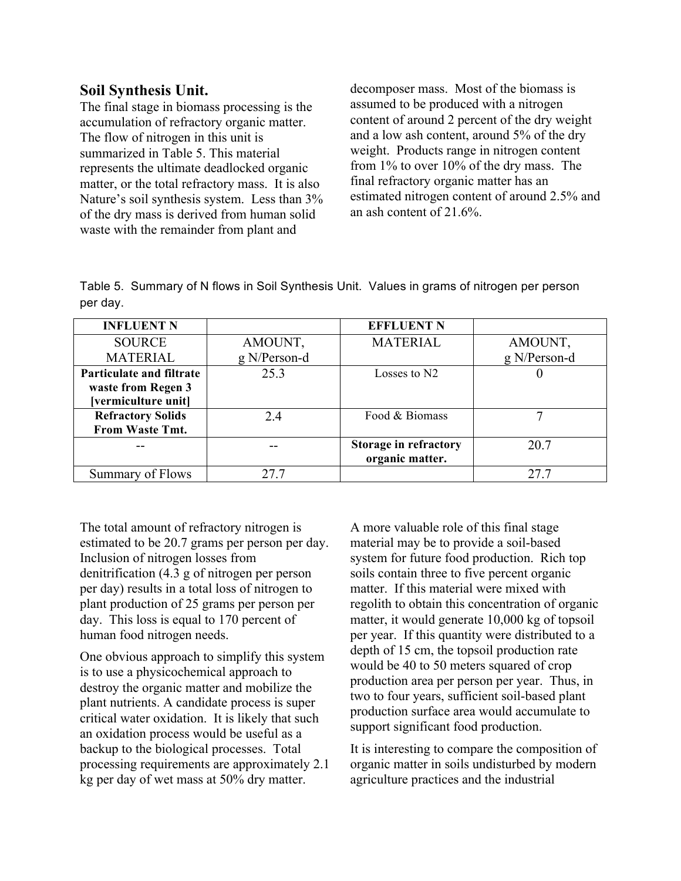## Soil Synthesis Unit.

The final stage in biomass processing is the accumulation of refractory organic matter. The flow of nitrogen in this unit is summarized in Table 5. This material represents the ultimate deadlocked organic matter, or the total refractory mass. It is also Nature's soil synthesis system. Less than 3% of the dry mass is derived from human solid waste with the remainder from plant and decomposer mass. Most of the biomass is assumed to be produced with a nitrogen content of around 2 percent of the dry weight and a low ash content, around 5% of the dry weight. Products range in nitrogen content from 1% to over 10% of the dry mass. The final refractory organic matter has an estimated nitrogen content of around 2.5% and an ash content of 21.6%.

Table 5. Summary of N flows in Soil Synthesis Unit. Values in grams of nitrogen per person per day.

| INFLUENT N | | EFFLUENT N | |
|---|---|---|---|
| SOURCE MATERIAL | AMOUNT, g N/Person-d | MATERIAL | AMOUNT, g N/Person-d |
| **Particulate and filtrate waste from Regen 3 [vermiculture unit]** | 25.3 | Losses to N2 | 0 |
| **Refractory Solids From Waste Tmt.** | 2.4 | Food & Biomass | 7 |
| -- | -- | **Storage in refractory organic matter.** | 20.7 |
| Summary of Flows | 27.7 | | 27.7 |

The total amount of refractory nitrogen is estimated to be 20.7 grams per person per day. Inclusion of nitrogen losses from denitrification (4.3 g of nitrogen per person per day) results in a total loss of nitrogen to plant production of 25 grams per person per day. This loss is equal to 170 percent of human food nitrogen needs.

One obvious approach to simplify this system is to use a physicochemical approach to destroy the organic matter and mobilize the plant nutrients. A candidate process is super critical water oxidation. It is likely that such an oxidation process would be useful as a backup to the biological processes. Total processing requirements are approximately 2.1 kg per day of wet mass at 50% dry matter.

A more valuable role of this final stage material may be to provide a soil-based system for future food production. Rich top soils contain three to five percent organic matter. If this material were mixed with regolith to obtain this concentration of organic matter, it would generate 10,000 kg of topsoil per year. If this quantity were distributed to a depth of 15 cm, the topsoil production rate would be 40 to 50 meters squared of crop production area per person per year. Thus, in two to four years, sufficient soil-based plant production surface area would accumulate to support significant food production.

It is interesting to compare the composition of organic matter in soils undisturbed by modern agriculture practices and the industrial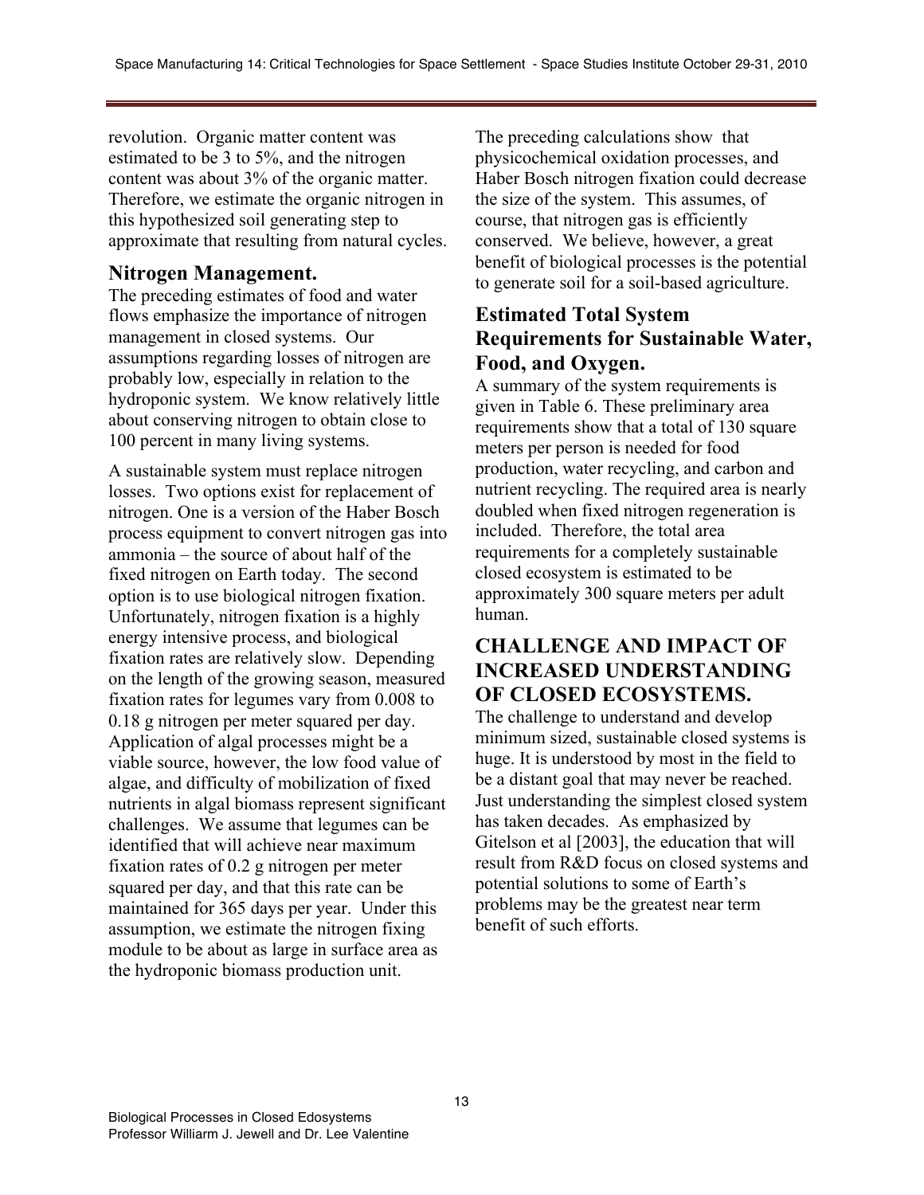revolution. Organic matter content was estimated to be 3 to 5%, and the nitrogen content was about 3% of the organic matter. Therefore, we estimate the organic nitrogen in this hypothesized soil generating step to approximate that resulting from natural cycles.

## Nitrogen Management.

The preceding estimates of food and water flows emphasize the importance of nitrogen management in closed systems. Our assumptions regarding losses of nitrogen are probably low, especially in relation to the hydroponic system. We know relatively little about conserving nitrogen to obtain close to 100 percent in many living systems.

A sustainable system must replace nitrogen losses. Two options exist for replacement of nitrogen. One is a version of the Haber Bosch process equipment to convert nitrogen gas into ammonia – the source of about half of the fixed nitrogen on Earth today. The second option is to use biological nitrogen fixation. Unfortunately, nitrogen fixation is a highly energy intensive process, and biological fixation rates are relatively slow. Depending on the length of the growing season, measured fixation rates for legumes vary from 0.008 to 0.18 g nitrogen per meter squared per day. Application of algal processes might be a viable source, however, the low food value of algae, and difficulty of mobilization of fixed nutrients in algal biomass represent significant challenges. We assume that legumes can be identified that will achieve near maximum fixation rates of 0.2 g nitrogen per meter squared per day, and that this rate can be maintained for 365 days per year. Under this assumption, we estimate the nitrogen fixing module to be about as large in surface area as the hydroponic biomass production unit.

The preceding calculations show that physicochemical oxidation processes, and Haber Bosch nitrogen fixation could decrease the size of the system. This assumes, of course, that nitrogen gas is efficiently conserved. We believe, however, a great benefit of biological processes is the potential to generate soil for a soil-based agriculture.

## Estimated Total System Requirements for Sustainable Water, Food, and Oxygen.

A summary of the system requirements is given in Table 6. These preliminary area requirements show that a total of 130 square meters per person is needed for food production, water recycling, and carbon and nutrient recycling. The required area is nearly doubled when fixed nitrogen regeneration is included. Therefore, the total area requirements for a completely sustainable closed ecosystem is estimated to be approximately 300 square meters per adult human.

## CHALLENGE AND IMPACT OF INCREASED UNDERSTANDING OF CLOSED ECOSYSTEMS.

The challenge to understand and develop minimum sized, sustainable closed systems is huge. It is understood by most in the field to be a distant goal that may never be reached. Just understanding the simplest closed system has taken decades. As emphasized by Gitelson et al [2003], the education that will result from R&D focus on closed systems and potential solutions to some of Earth's problems may be the greatest near term benefit of such efforts.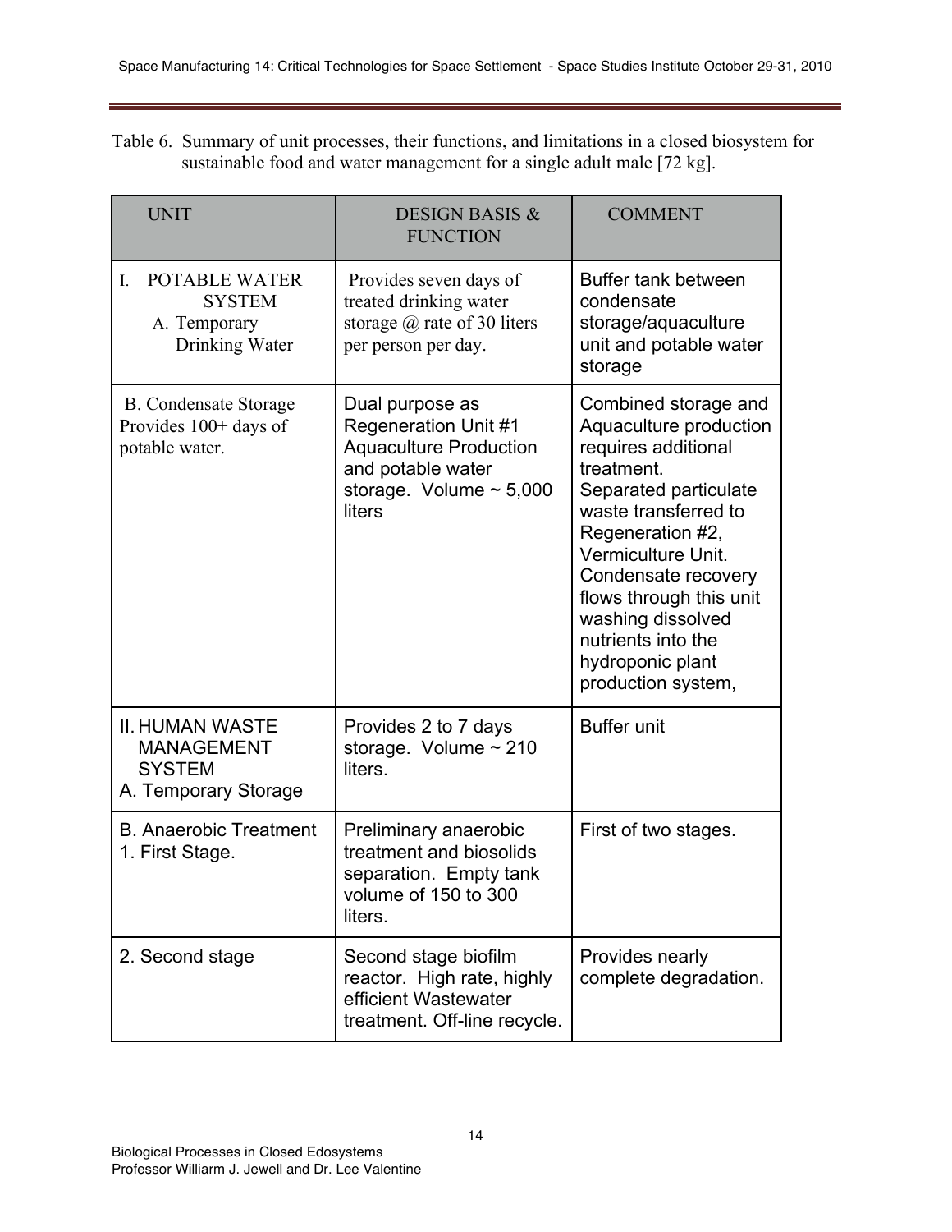Table 6. Summary of unit processes, their functions, and limitations in a closed biosystem for sustainable food and water management for a single adult male [72 kg].

| UNIT | DESIGN BASIS & FUNCTION | COMMENT |
|---|---|---|
| I. POTABLE WATER SYSTEM<br>A. Temporary Drinking Water | Provides seven days of treated drinking water storage @ rate of 30 liters per person per day. | Buffer tank between condensate storage/aquaculture unit and potable water storage |
| B. Condensate Storage Provides 100+ days of potable water. | Dual purpose as Regeneration Unit #1 Aquaculture Production and potable water storage. Volume ~ 5,000 liters | Combined storage and Aquaculture production requires additional treatment. Separated particulate waste transferred to Regeneration #2, Vermiculture Unit. Condensate recovery flows through this unit washing dissolved nutrients into the hydroponic plant production system, |
| II. HUMAN WASTE MANAGEMENT SYSTEM<br>A. Temporary Storage | Provides 2 to 7 days storage. Volume ~ 210 liters. | Buffer unit |
| B. Anaerobic Treatment<br>1. First Stage. | Preliminary anaerobic treatment and biosolids separation. Empty tank volume of 150 to 300 liters. | First of two stages. |
| 2. Second stage | Second stage biofilm reactor. High rate, highly efficient Wastewater treatment. Off-line recycle. | Provides nearly complete degradation. |

Biological Processes in Closed Edosystems
Professor Williarm J. Jewell and Dr. Lee Valentine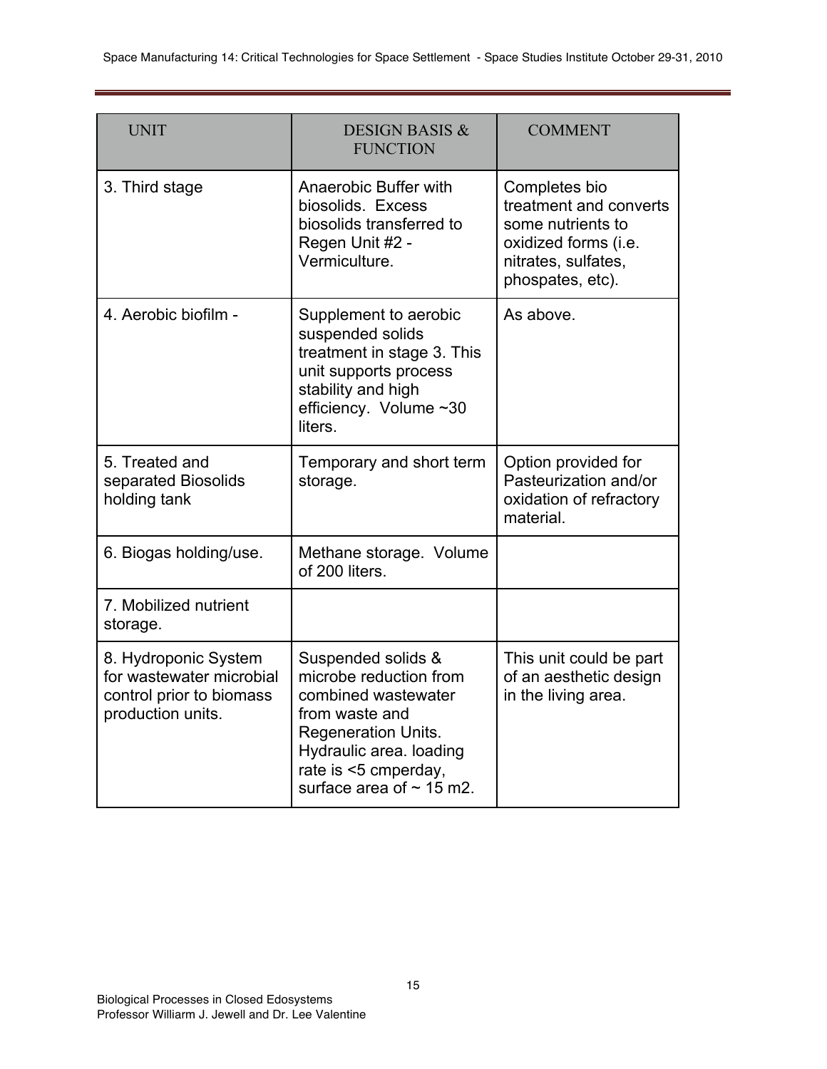| UNIT | DESIGN BASIS & FUNCTION | COMMENT |
|---|---|---|
| 3. Third stage | Anaerobic Buffer with biosolids. Excess biosolids transferred to Regen Unit #2 - Vermiculture. | Completes bio treatment and converts some nutrients to oxidized forms (i.e. nitrates, sulfates, phospates, etc). |
| 4. Aerobic biofilm - | Supplement to aerobic suspended solids treatment in stage 3. This unit supports process stability and high efficiency. Volume ~30 liters. | As above. |
| 5. Treated and separated Biosolids holding tank | Temporary and short term storage. | Option provided for Pasteurization and/or oxidation of refractory material. |
| 6. Biogas holding/use. | Methane storage. Volume of 200 liters. | |
| 7. Mobilized nutrient storage. | | |
| 8. Hydroponic System for wastewater microbial control prior to biomass production units. | Suspended solids & microbe reduction from combined wastewater from waste and Regeneration Units. Hydraulic area. loading rate is <5 cmperday, surface area of ~ 15 m2. | This unit could be part of an aesthetic design in the living area. |

Biological Processes in Closed Edosystems
Professor Williarm J. Jewell and Dr. Lee Valentine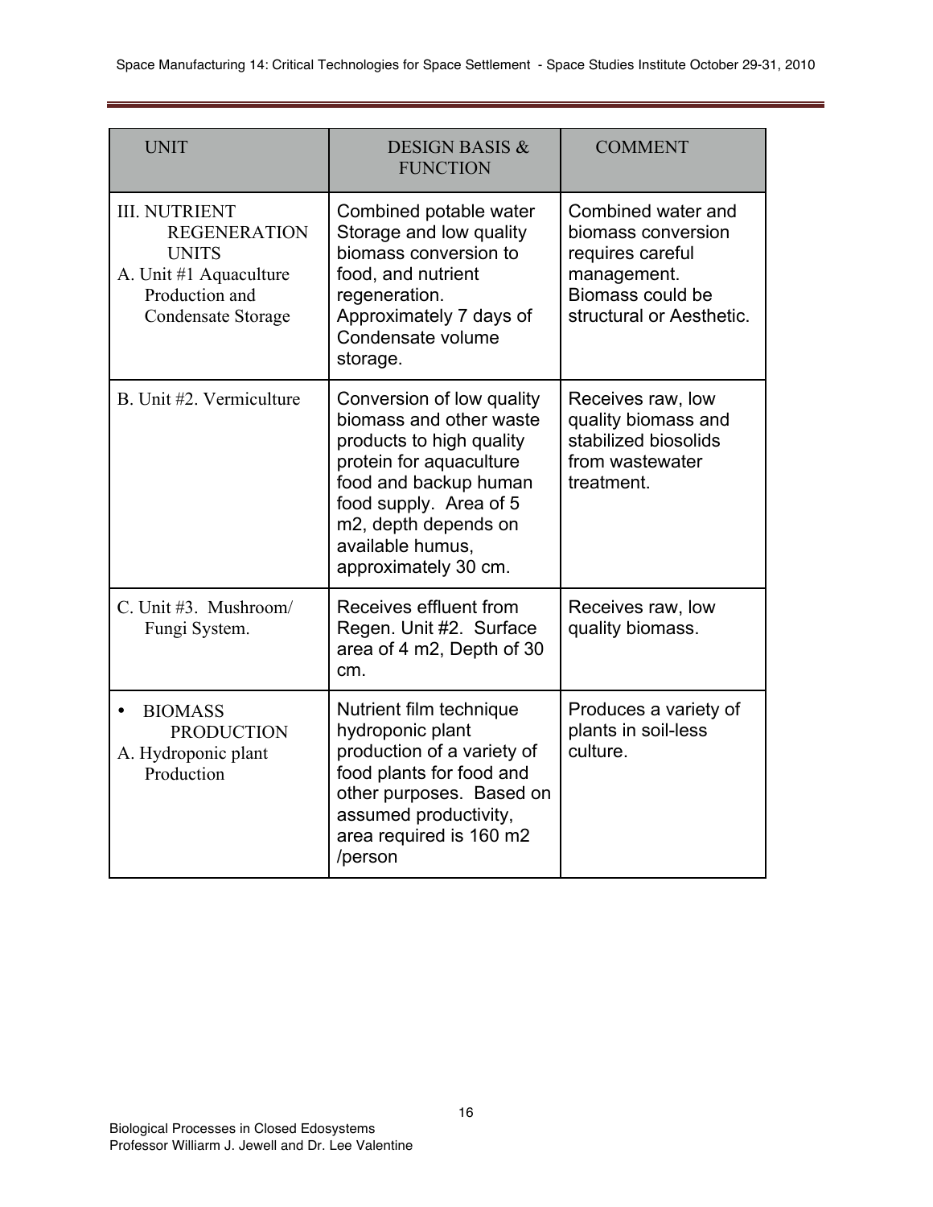| UNIT | DESIGN BASIS & FUNCTION | COMMENT |
| --- | --- | --- |
| III. NUTRIENT REGENERATION UNITS<br>A. Unit #1 Aquaculture Production and Condensate Storage | Combined potable water Storage and low quality biomass conversion to food, and nutrient regeneration. Approximately 7 days of Condensate volume storage. | Combined water and biomass conversion requires careful management. Biomass could be structural or Aesthetic. |
| B. Unit #2. Vermiculture | Conversion of low quality biomass and other waste products to high quality protein for aquaculture food and backup human food supply. Area of 5 m2, depth depends on available humus, approximately 30 cm. | Receives raw, low quality biomass and stabilized biosolids from wastewater treatment. |
| C. Unit #3. Mushroom/ Fungi System. | Receives effluent from Regen. Unit #2. Surface area of 4 m2, Depth of 30 cm. | Receives raw, low quality biomass. |
| • BIOMASS PRODUCTION<br>A. Hydroponic plant Production | Nutrient film technique hydroponic plant production of a variety of food plants for food and other purposes. Based on assumed productivity, area required is 160 m2 /person | Produces a variety of plants in soil-less culture. |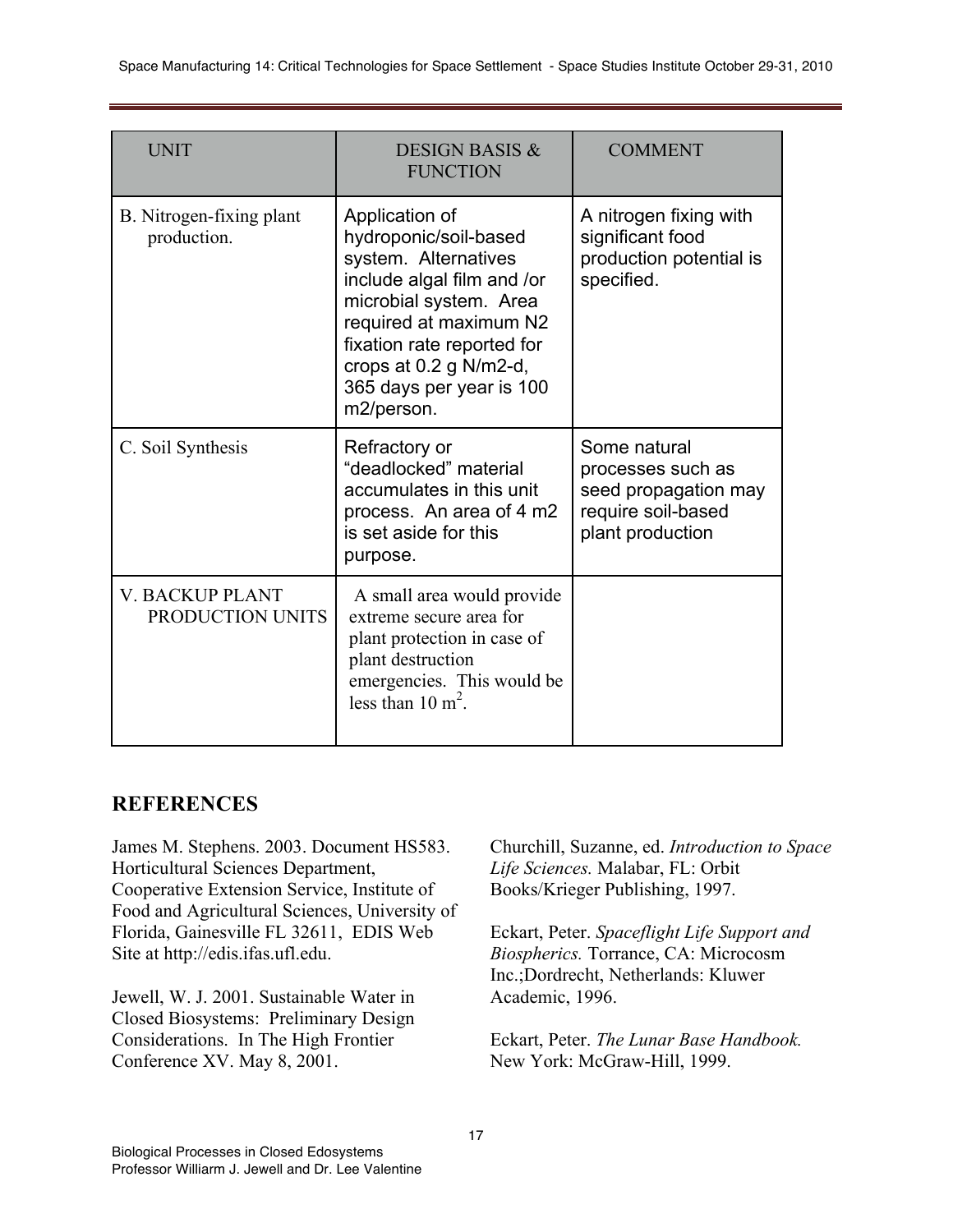| UNIT | DESIGN BASIS & FUNCTION | COMMENT |
| --- | --- | --- |
| B. Nitrogen-fixing plant production. | Application of hydroponic/soil-based system. Alternatives include algal film and /or microbial system. Area required at maximum N2 fixation rate reported for crops at 0.2 g N/m2-d, 365 days per year is 100 m2/person. | A nitrogen fixing with significant food production potential is specified. |
| C. Soil Synthesis | Refractory or "deadlocked" material accumulates in this unit process. An area of 4 m2 is set aside for this purpose. | Some natural processes such as seed propagation may require soil-based plant production |
| V. BACKUP PLANT PRODUCTION UNITS | A small area would provide extreme secure area for plant protection in case of plant destruction emergencies. This would be less than 10 $m^2$. | |

## REFERENCES

James M. Stephens. 2003. Document HS583. Horticultural Sciences Department, Cooperative Extension Service, Institute of Food and Agricultural Sciences, University of Florida, Gainesville FL 32611, EDIS Web Site at http://edis.ifas.ufl.edu.

Jewell, W. J. 2001. Sustainable Water in Closed Biosystems: Preliminary Design Considerations. In The High Frontier Conference XV. May 8, 2001.

Churchill, Suzanne, ed. *Introduction to Space Life Sciences.* Malabar, FL: Orbit Books/Krieger Publishing, 1997.

Eckart, Peter. *Spaceflight Life Support and Biospherics.* Torrance, CA: Microcosm Inc.;Dordrecht, Netherlands: Kluwer Academic, 1996.

Eckart, Peter. *The Lunar Base Handbook.* New York: McGraw-Hill, 1999.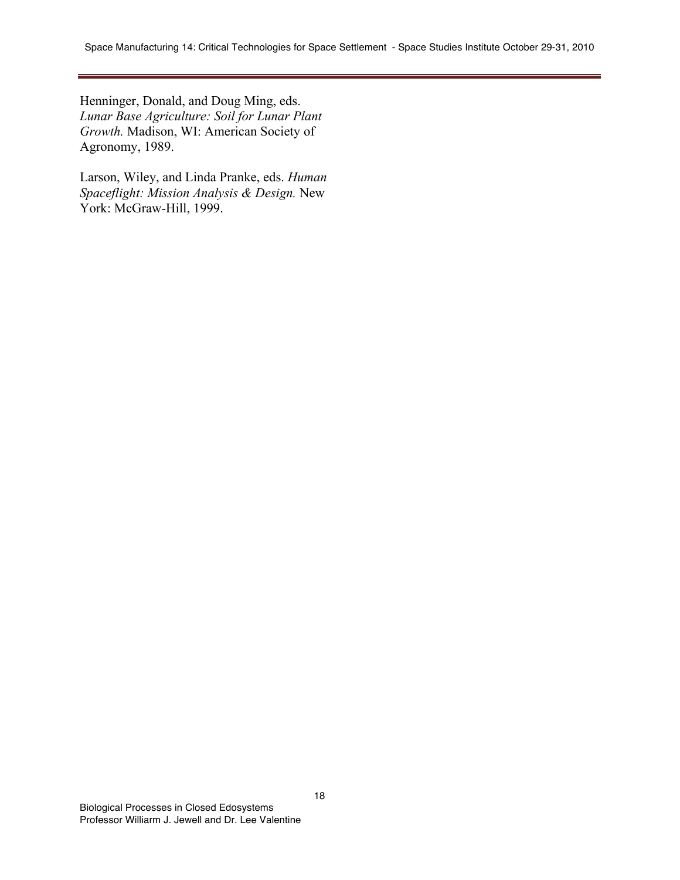Henninger, Donald, and Doug Ming, eds. *Lunar Base Agriculture: Soil for Lunar Plant Growth.* Madison, WI: American Society of Agronomy, 1989.

Larson, Wiley, and Linda Pranke, eds. *Human Spaceflight: Mission Analysis & Design.* New York: McGraw-Hill, 1999.